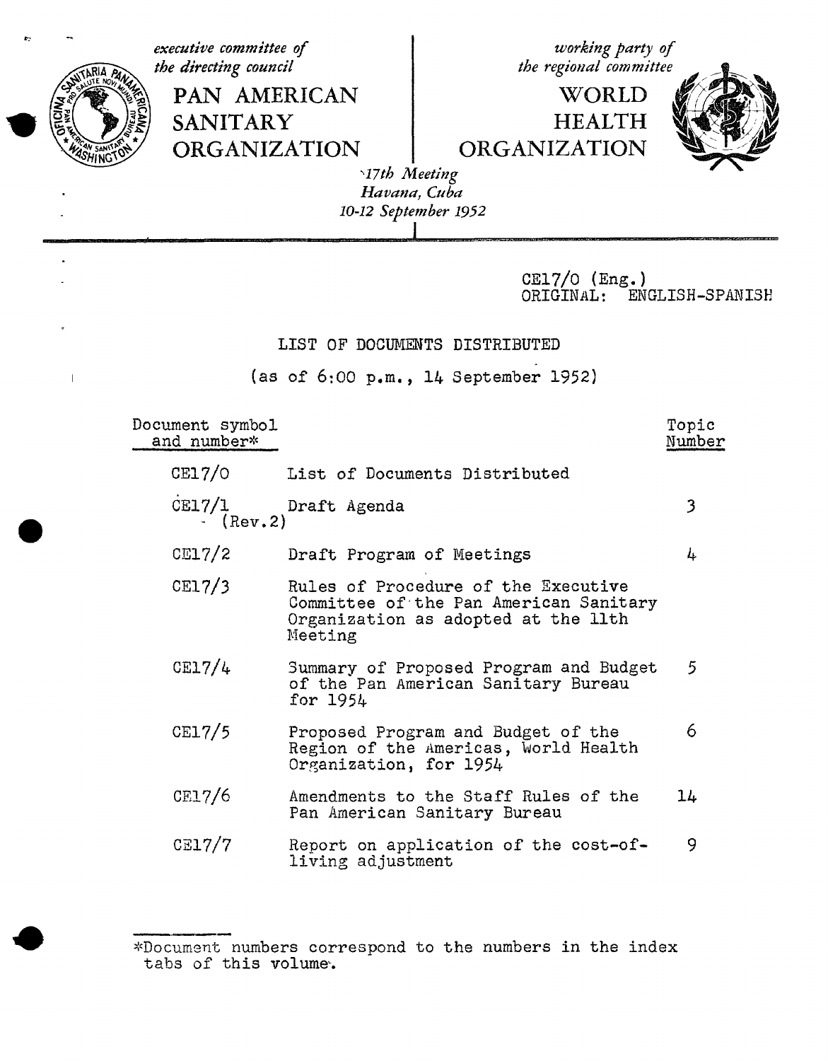*executive committee of the directing council*

**PAN AMERICAN SANITARY ORGANIZATION**

*working party of the regional committee*

**WORLD HEALTH ORGANIZATION**

*17th Meeting*
*Havana, Cuba*
*10-12 September 1952*

CE17/0 (Eng.)
ORIGINAL: ENGLISH-SPANISH

## LIST OF DOCUMENTS DISTRIBUTED

(as of 6:00 p.m., 14 September 1952)

| Document symbol and number* | | Topic Number |
|---|---|---|
| CE17/0 | List of Documents Distributed | |
| CE17/1 (Rev.2) | Draft Agenda | 3 |
| CE17/2 | Draft Program of Meetings | 4 |
| CE17/3 | Rules of Procedure of the Executive Committee of the Pan American Sanitary Organization as adopted at the 11th Meeting | |
| CE17/4 | Summary of Proposed Program and Budget of the Pan American Sanitary Bureau for 1954 | 5 |
| CE17/5 | Proposed Program and Budget of the Region of the Americas, World Health Organization, for 1954 | 6 |
| CE17/6 | Amendments to the Staff Rules of the Pan American Sanitary Bureau | 14 |
| CE17/7 | Report on application of the cost-of-living adjustment | 9 |

*Document numbers correspond to the numbers in the index tabs of this volume.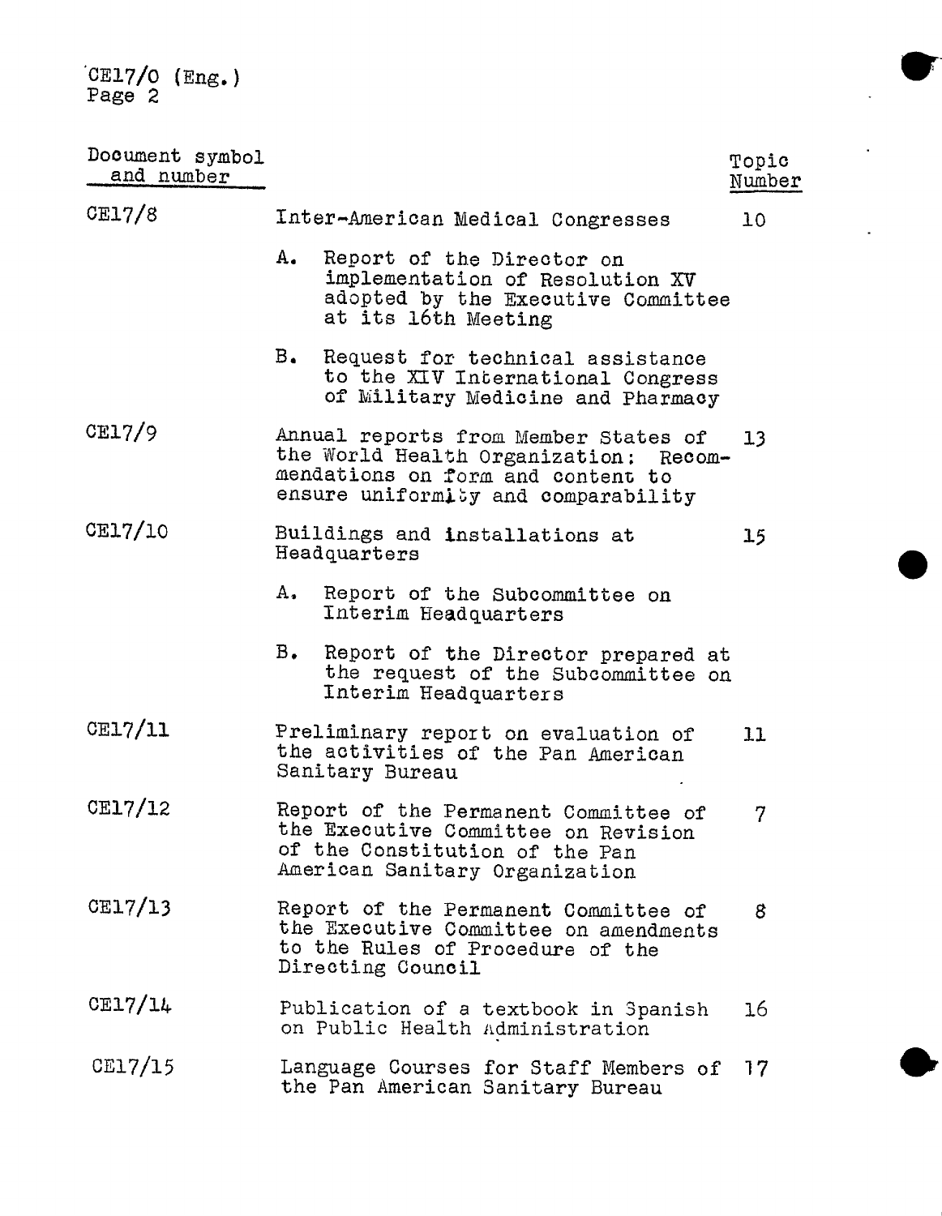| Document symbol and number | | Topic Number |
|---|---|---|
| CE17/8 | Inter-American Medical Congresses | 10 |
| | A. Report of the Director on implementation of Resolution XV adopted by the Executive Committee at its 16th Meeting | |
| | B. Request for technical assistance to the XIV International Congress of Military Medicine and Pharmacy | |
| CE17/9 | Annual reports from Member States of the World Health Organization: Recommendations on form and content to ensure uniformity and comparability | 13 |
| CE17/10 | Buildings and installations at Headquarters | 15 |
| | A. Report of the Subcommittee on Interim Headquarters | |
| | B. Report of the Director prepared at the request of the Subcommittee on Interim Headquarters | |
| CE17/11 | Preliminary report on evaluation of the activities of the Pan American Sanitary Bureau | 11 |
| CE17/12 | Report of the Permanent Committee of the Executive Committee on Revision of the Constitution of the Pan American Sanitary Organization | 7 |
| CE17/13 | Report of the Permanent Committee of the Executive Committee on amendments to the Rules of Procedure of the Directing Council | 8 |
| CE17/14 | Publication of a textbook in Spanish on Public Health Administration | 16 |
| CE17/15 | Language Courses for Staff Members of the Pan American Sanitary Bureau | 17 |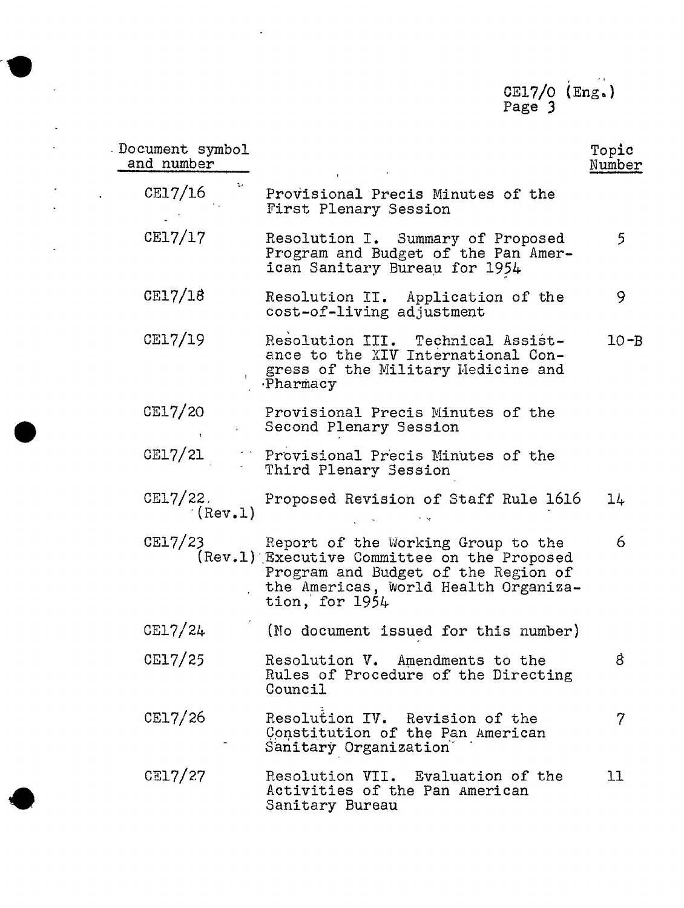| Document symbol and number | | Topic Number |
|---|---|---|
| CE17/16 | Provisional Precis Minutes of the First Plenary Session | |
| CE17/17 | Resolution I. Summary of Proposed Program and Budget of the Pan American Sanitary Bureau for 1954 | 5 |
| CE17/18 | Resolution II. Application of the cost-of-living adjustment | 9 |
| CE17/19 | Resolution III. Technical Assistance to the XIV International Congress of the Military Medicine and Pharmacy | 10-B |
| CE17/20 | Provisional Precis Minutes of the Second Plenary Session | |
| CE17/21 | Provisional Precis Minutes of the Third Plenary Session | |
| CE17/22 (Rev.1) | Proposed Revision of Staff Rule 1616 | 14 |
| CE17/23 (Rev.1) | Report of the Working Group to the Executive Committee on the Proposed Program and Budget of the Region of the Americas, World Health Organization, for 1954 | 6 |
| CE17/24 | (No document issued for this number) | |
| CE17/25 | Resolution V. Amendments to the Rules of Procedure of the Directing Council | 8 |
| CE17/26 | Resolution IV. Revision of the Constitution of the Pan American Sanitary Organization | 7 |
| CE17/27 | Resolution VII. Evaluation of the Activities of the Pan American Sanitary Bureau | 11 |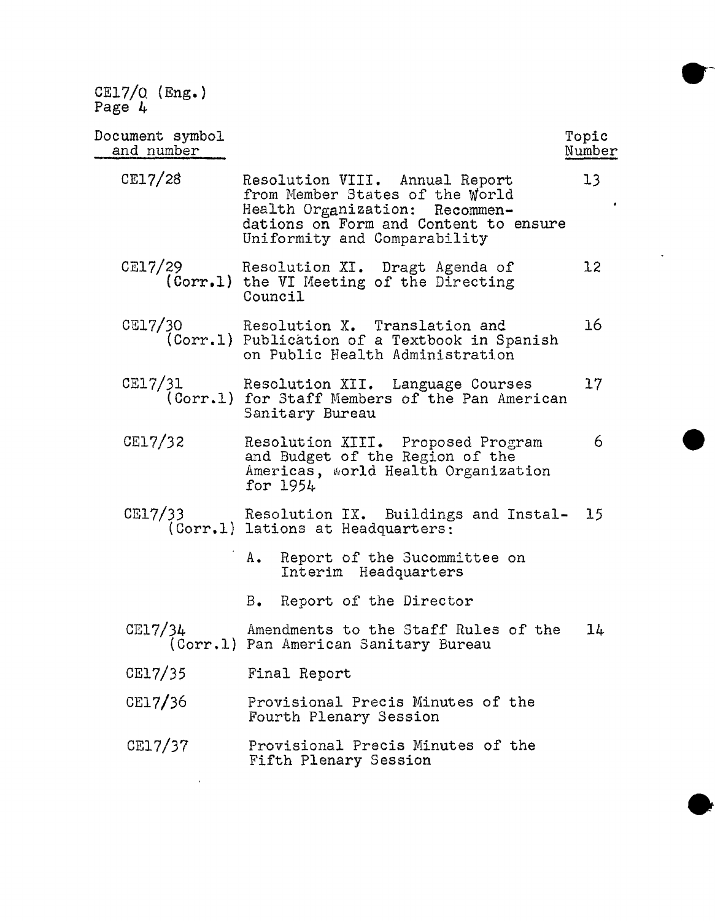| Document symbol and number | | Topic Number |
|---|---|---|
| CE17/28 | Resolution VIII. Annual Report from Member States of the World Health Organization: Recommendations on Form and Content to ensure Uniformity and Comparability | 13 |
| CE17/29 (Corr.1) | Resolution XI. Dragt Agenda of the VI Meeting of the Directing Council | 12 |
| CE17/30 (Corr.1) | Resolution X. Translation and Publication of a Textbook in Spanish on Public Health Administration | 16 |
| CE17/31 (Corr.1) | Resolution XII. Language Courses for Staff Members of the Pan American Sanitary Bureau | 17 |
| CE17/32 | Resolution XIII. Proposed Program and Budget of the Region of the Americas, World Health Organization for 1954 | 6 |
| CE17/33 (Corr.1) | Resolution IX. Buildings and Installations at Headquarters: | 15 |
| | A. Report of the Sucommittee on Interim Headquarters | |
| | B. Report of the Director | |
| CE17/34 (Corr.1) | Amendments to the Staff Rules of the Pan American Sanitary Bureau | 14 |
| CE17/35 | Final Report | |
| CE17/36 | Provisional Precis Minutes of the Fourth Plenary Session | |
| CE17/37 | Provisional Precis Minutes of the Fifth Plenary Session | |